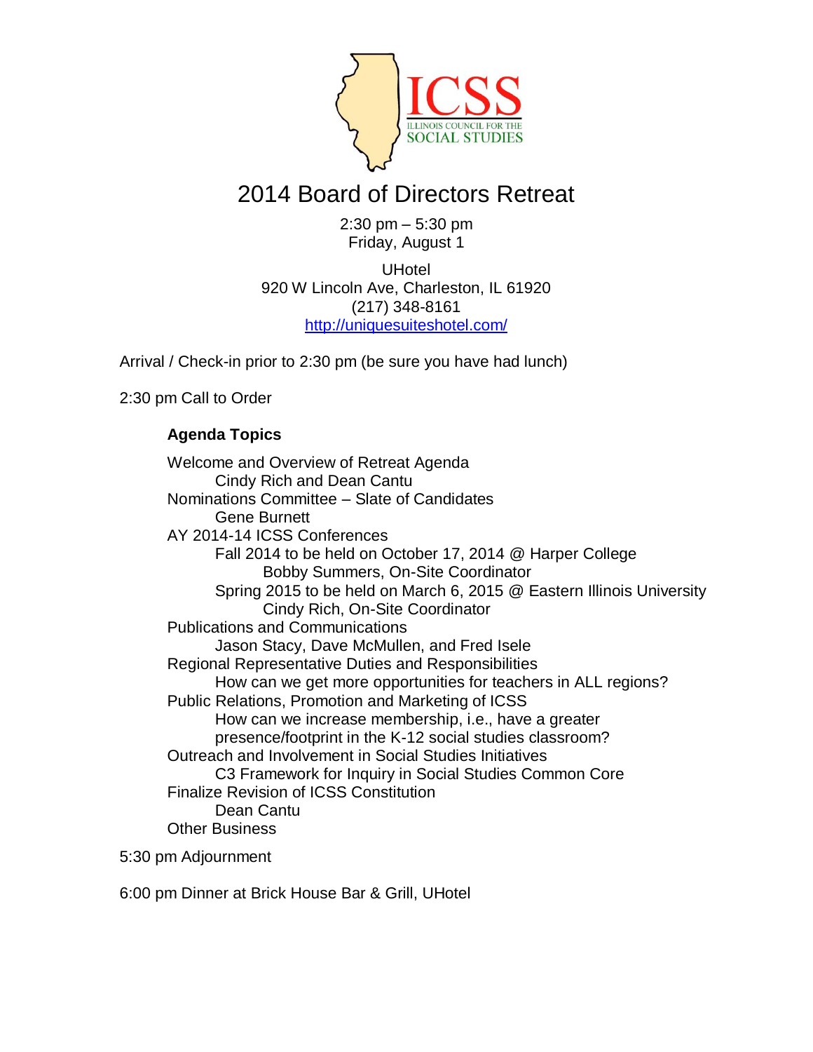ICSS

ILLINOIS COUNCIL FOR THE SOCIAL STUDIES

# 2014 Board of Directors Retreat

2:30 pm – 5:30 pm
Friday, August 1

UHotel
920 W Lincoln Ave, Charleston, IL 61920
(217) 348-8161
http://uniquesuiteshotel.com/

Arrival / Check-in prior to 2:30 pm (be sure you have had lunch)

2:30 pm Call to Order

**Agenda Topics**

- Welcome and Overview of Retreat Agenda
  - Cindy Rich and Dean Cantu
- Nominations Committee – Slate of Candidates
  - Gene Burnett
- AY 2014-14 ICSS Conferences
  - Fall 2014 to be held on October 17, 2014 @ Harper College
    - Bobby Summers, On-Site Coordinator
  - Spring 2015 to be held on March 6, 2015 @ Eastern Illinois University
    - Cindy Rich, On-Site Coordinator
- Publications and Communications
  - Jason Stacy, Dave McMullen, and Fred Isele
- Regional Representative Duties and Responsibilities
  - How can we get more opportunities for teachers in ALL regions?
- Public Relations, Promotion and Marketing of ICSS
  - How can we increase membership, i.e., have a greater presence/footprint in the K-12 social studies classroom?
- Outreach and Involvement in Social Studies Initiatives
  - C3 Framework for Inquiry in Social Studies Common Core
- Finalize Revision of ICSS Constitution
  - Dean Cantu
- Other Business

5:30 pm Adjournment

6:00 pm Dinner at Brick House Bar & Grill, UHotel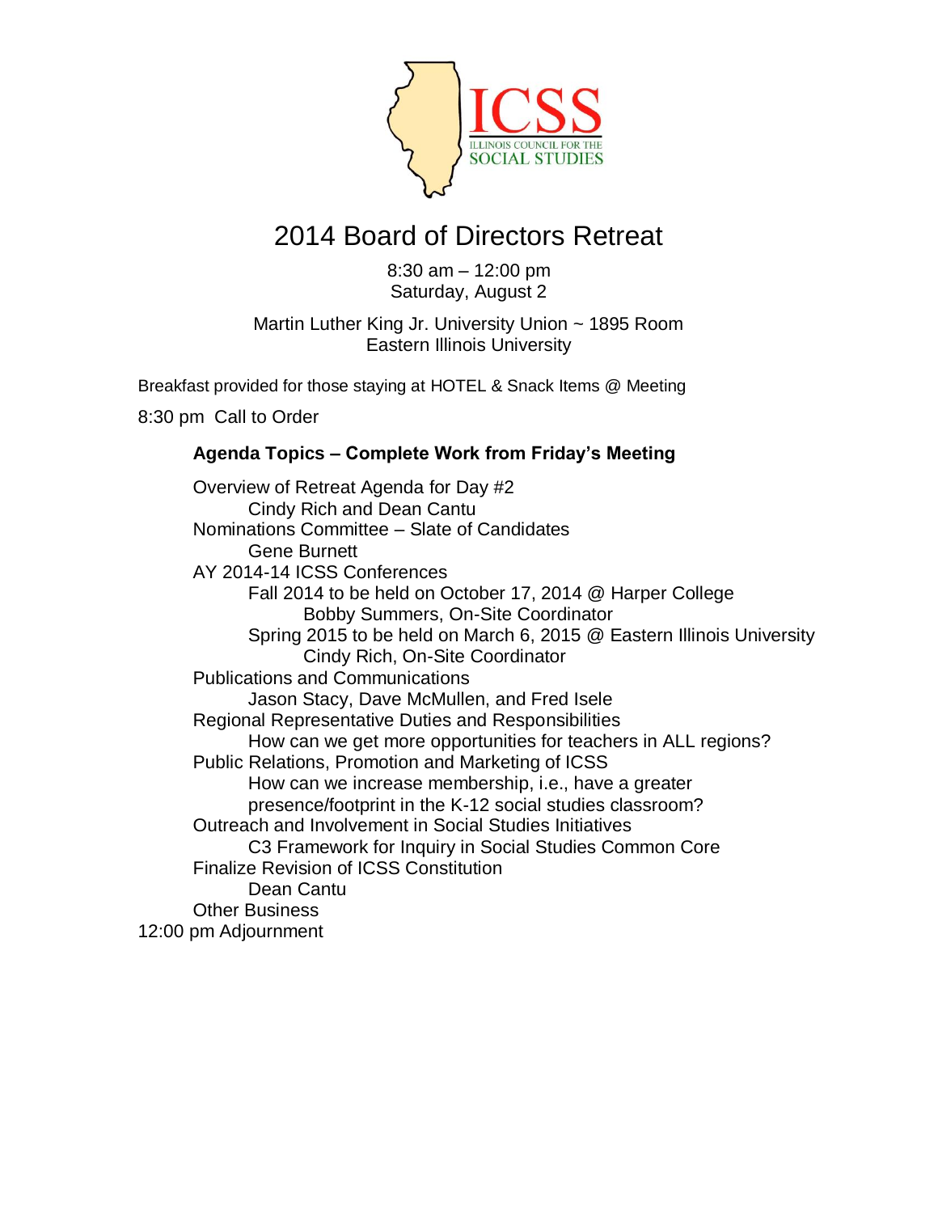ICSS

ILLINOIS COUNCIL FOR THE SOCIAL STUDIES

# 2014 Board of Directors Retreat

8:30 am – 12:00 pm
Saturday, August 2

Martin Luther King Jr. University Union ~ 1895 Room
Eastern Illinois University

Breakfast provided for those staying at HOTEL & Snack Items @ Meeting

8:30 pm Call to Order

**Agenda Topics – Complete Work from Friday's Meeting**

- Overview of Retreat Agenda for Day #2
  - Cindy Rich and Dean Cantu
- Nominations Committee – Slate of Candidates
  - Gene Burnett
- AY 2014-14 ICSS Conferences
  - Fall 2014 to be held on October 17, 2014 @ Harper College
    - Bobby Summers, On-Site Coordinator
  - Spring 2015 to be held on March 6, 2015 @ Eastern Illinois University
    - Cindy Rich, On-Site Coordinator
- Publications and Communications
  - Jason Stacy, Dave McMullen, and Fred Isele
- Regional Representative Duties and Responsibilities
  - How can we get more opportunities for teachers in ALL regions?
- Public Relations, Promotion and Marketing of ICSS
  - How can we increase membership, i.e., have a greater presence/footprint in the K-12 social studies classroom?
- Outreach and Involvement in Social Studies Initiatives
  - C3 Framework for Inquiry in Social Studies Common Core
- Finalize Revision of ICSS Constitution
  - Dean Cantu
- Other Business

12:00 pm Adjournment